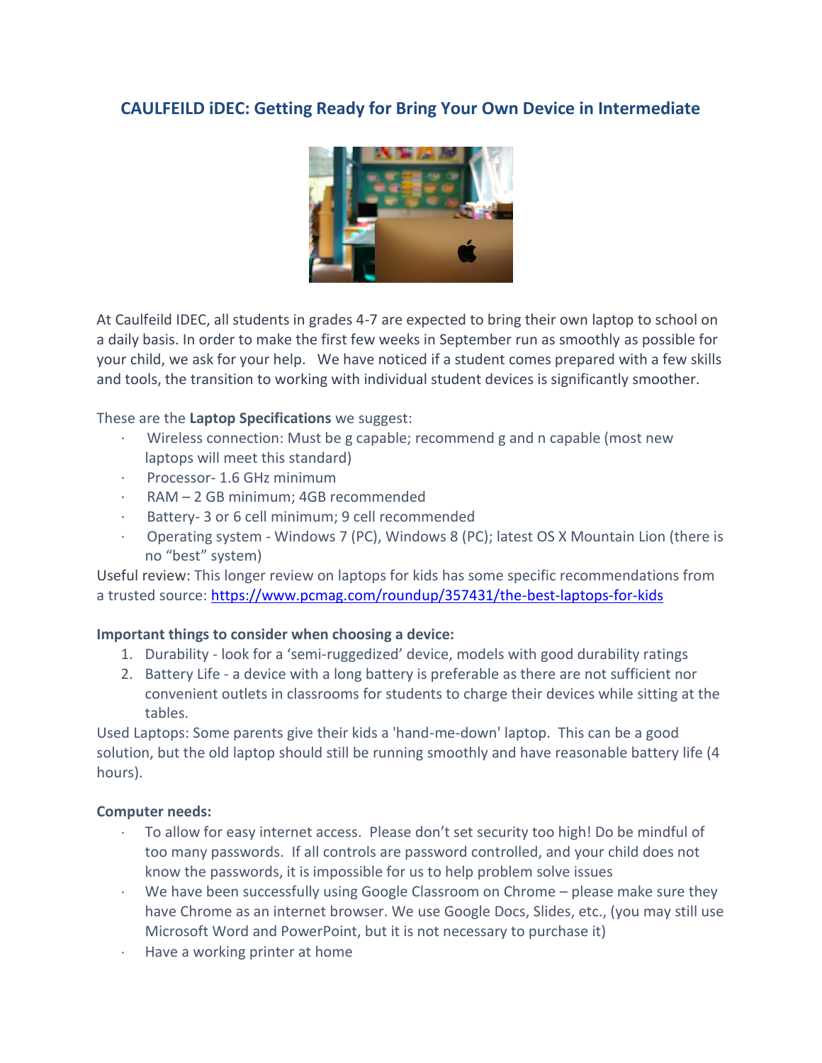## CAULFEILD iDEC: Getting Ready for Bring Your Own Device in Intermediate

At Caulfeild IDEC, all students in grades 4-7 are expected to bring their own laptop to school on a daily basis. In order to make the first few weeks in September run as smoothly as possible for your child, we ask for your help. We have noticed if a student comes prepared with a few skills and tools, the transition to working with individual student devices is significantly smoother.

These are the **Laptop Specifications** we suggest:

- Wireless connection: Must be g capable; recommend g and n capable (most new laptops will meet this standard)
- Processor- 1.6 GHz minimum
- RAM – 2 GB minimum; 4GB recommended
- Battery- 3 or 6 cell minimum; 9 cell recommended
- Operating system - Windows 7 (PC), Windows 8 (PC); latest OS X Mountain Lion (there is no "best" system)

Useful review: This longer review on laptops for kids has some specific recommendations from a trusted source: https://www.pcmag.com/roundup/357431/the-best-laptops-for-kids

**Important things to consider when choosing a device:**

1. Durability - look for a 'semi-ruggedized' device, models with good durability ratings
2. Battery Life - a device with a long battery is preferable as there are not sufficient nor convenient outlets in classrooms for students to charge their devices while sitting at the tables.

Used Laptops: Some parents give their kids a 'hand-me-down' laptop. This can be a good solution, but the old laptop should still be running smoothly and have reasonable battery life (4 hours).

**Computer needs:**

- To allow for easy internet access. Please don't set security too high! Do be mindful of too many passwords. If all controls are password controlled, and your child does not know the passwords, it is impossible for us to help problem solve issues
- We have been successfully using Google Classroom on Chrome – please make sure they have Chrome as an internet browser. We use Google Docs, Slides, etc., (you may still use Microsoft Word and PowerPoint, but it is not necessary to purchase it)
- Have a working printer at home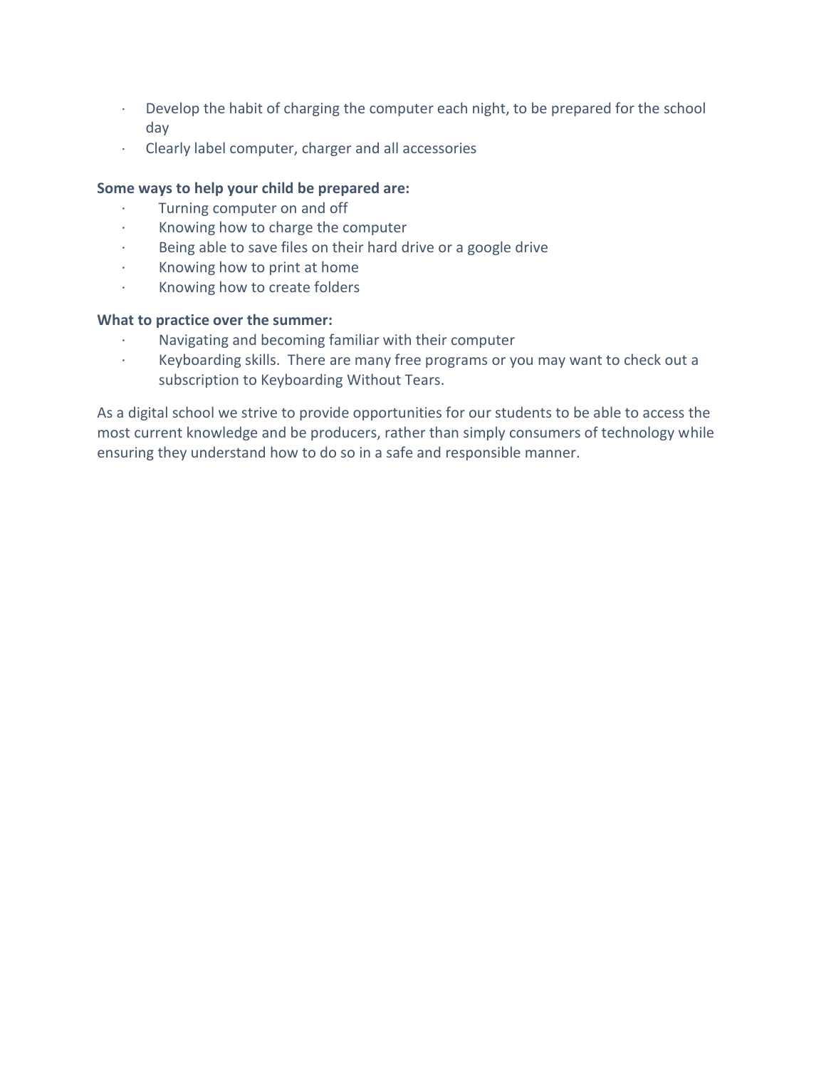- Develop the habit of charging the computer each night, to be prepared for the school day
- Clearly label computer, charger and all accessories

**Some ways to help your child be prepared are:**

- Turning computer on and off
- Knowing how to charge the computer
- Being able to save files on their hard drive or a google drive
- Knowing how to print at home
- Knowing how to create folders

**What to practice over the summer:**

- Navigating and becoming familiar with their computer
- Keyboarding skills. There are many free programs or you may want to check out a subscription to Keyboarding Without Tears.

As a digital school we strive to provide opportunities for our students to be able to access the most current knowledge and be producers, rather than simply consumers of technology while ensuring they understand how to do so in a safe and responsible manner.